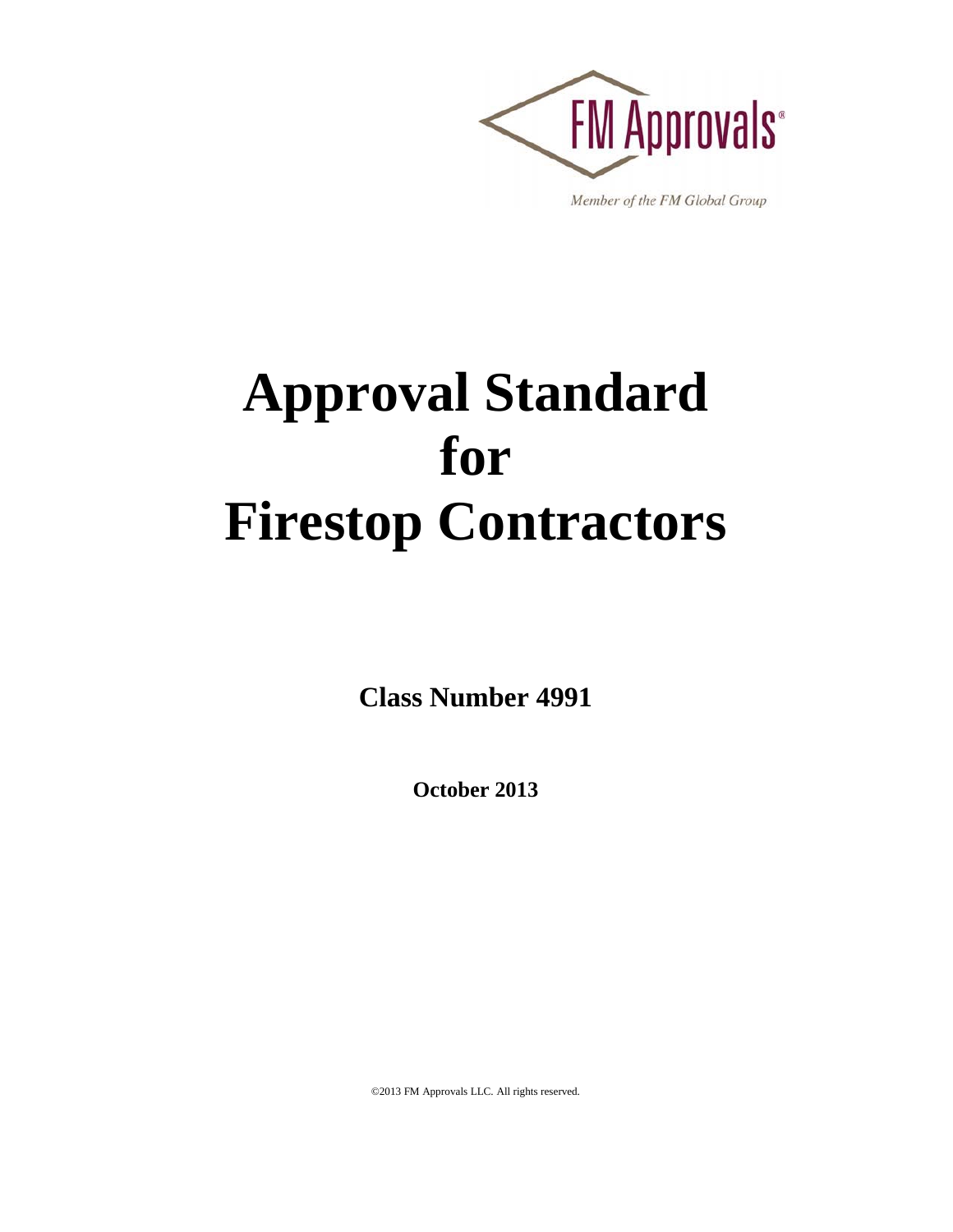FM Approvals®

*Member of the FM Global Group*

# Approval Standard for Firestop Contractors

**Class Number 4991**

**October 2013**

©2013 FM Approvals LLC. All rights reserved.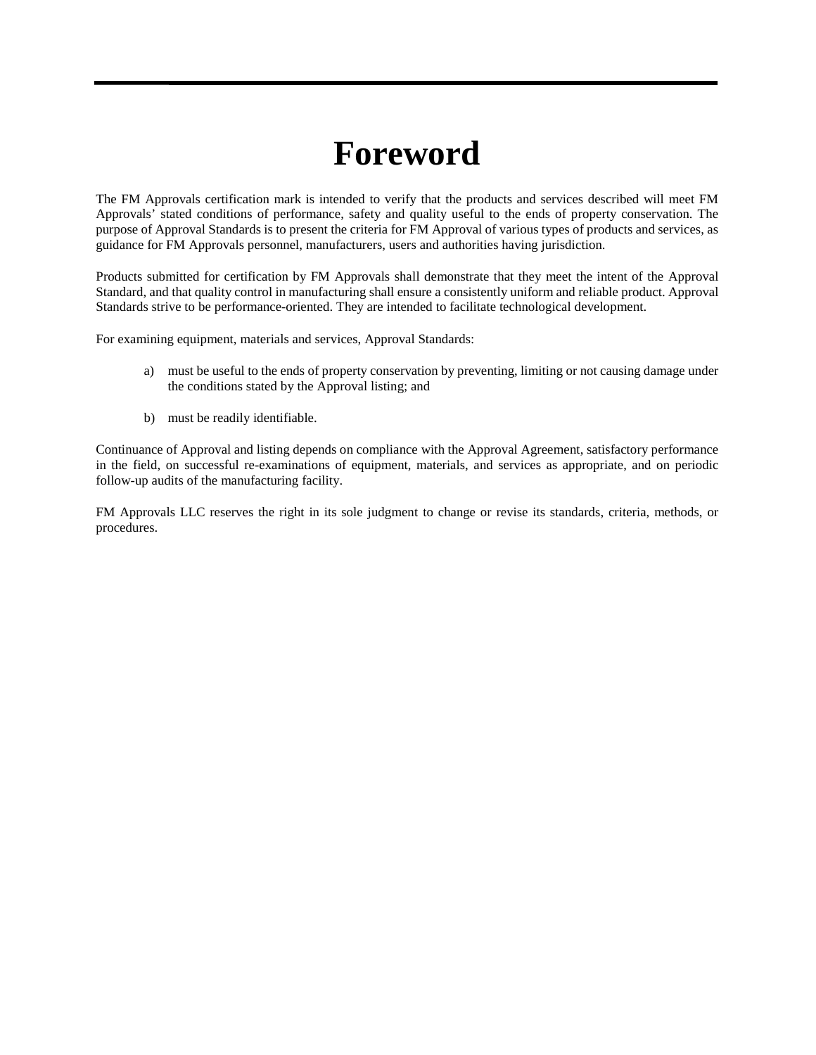# Foreword

The FM Approvals certification mark is intended to verify that the products and services described will meet FM Approvals' stated conditions of performance, safety and quality useful to the ends of property conservation. The purpose of Approval Standards is to present the criteria for FM Approval of various types of products and services, as guidance for FM Approvals personnel, manufacturers, users and authorities having jurisdiction.

Products submitted for certification by FM Approvals shall demonstrate that they meet the intent of the Approval Standard, and that quality control in manufacturing shall ensure a consistently uniform and reliable product. Approval Standards strive to be performance-oriented. They are intended to facilitate technological development.

For examining equipment, materials and services, Approval Standards:

a) must be useful to the ends of property conservation by preventing, limiting or not causing damage under the conditions stated by the Approval listing; and

b) must be readily identifiable.

Continuance of Approval and listing depends on compliance with the Approval Agreement, satisfactory performance in the field, on successful re-examinations of equipment, materials, and services as appropriate, and on periodic follow-up audits of the manufacturing facility.

FM Approvals LLC reserves the right in its sole judgment to change or revise its standards, criteria, methods, or procedures.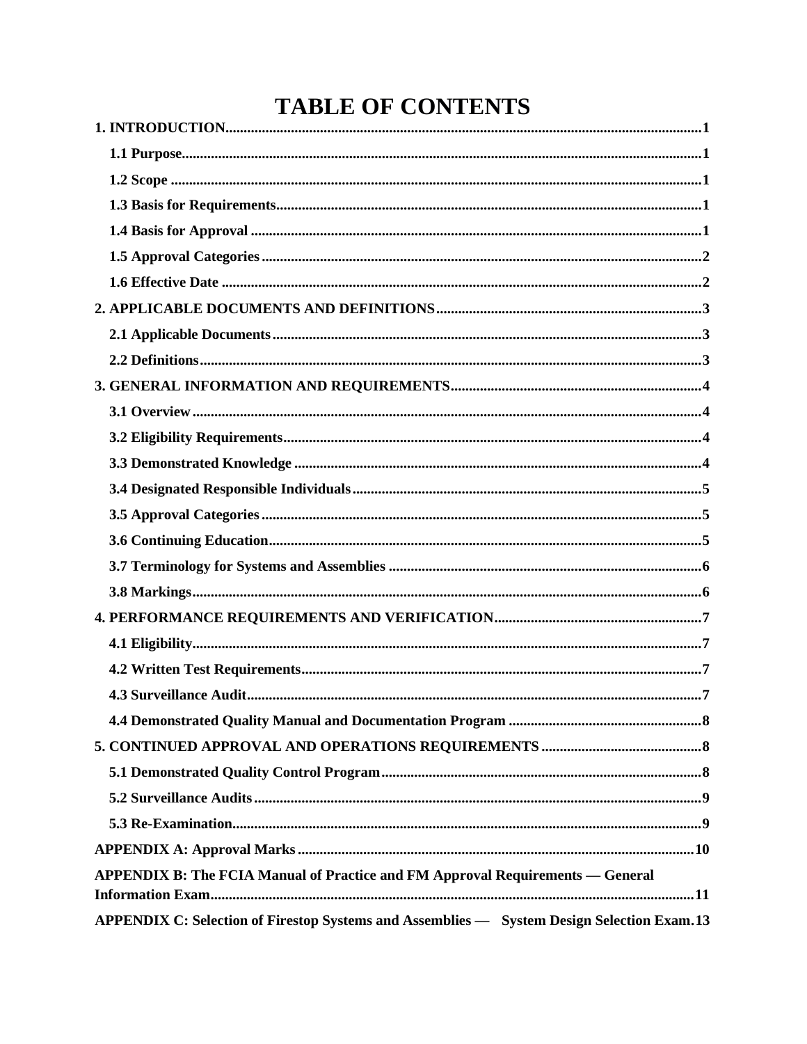# TABLE OF CONTENTS

**1. INTRODUCTION** .......... **1**

- **1.1 Purpose** .......... **1**
- **1.2 Scope** .......... **1**
- **1.3 Basis for Requirements** .......... **1**
- **1.4 Basis for Approval** .......... **1**
- **1.5 Approval Categories** .......... **2**
- **1.6 Effective Date** .......... **2**

**2. APPLICABLE DOCUMENTS AND DEFINITIONS** .......... **3**

- **2.1 Applicable Documents** .......... **3**
- **2.2 Definitions** .......... **3**

**3. GENERAL INFORMATION AND REQUIREMENTS** .......... **4**

- **3.1 Overview** .......... **4**
- **3.2 Eligibility Requirements** .......... **4**
- **3.3 Demonstrated Knowledge** .......... **4**
- **3.4 Designated Responsible Individuals** .......... **5**
- **3.5 Approval Categories** .......... **5**
- **3.6 Continuing Education** .......... **5**
- **3.7 Terminology for Systems and Assemblies** .......... **6**
- **3.8 Markings** .......... **6**

**4. PERFORMANCE REQUIREMENTS AND VERIFICATION** .......... **7**

- **4.1 Eligibility** .......... **7**
- **4.2 Written Test Requirements** .......... **7**
- **4.3 Surveillance Audit** .......... **7**
- **4.4 Demonstrated Quality Manual and Documentation Program** .......... **8**

**5. CONTINUED APPROVAL AND OPERATIONS REQUIREMENTS** .......... **8**

- **5.1 Demonstrated Quality Control Program** .......... **8**
- **5.2 Surveillance Audits** .......... **9**
- **5.3 Re-Examination** .......... **9**

**APPENDIX A: Approval Marks** .......... **10**

**APPENDIX B: The FCIA Manual of Practice and FM Approval Requirements — General Information Exam** .......... **11**

**APPENDIX C: Selection of Firestop Systems and Assemblies — System Design Selection Exam** .......... **13**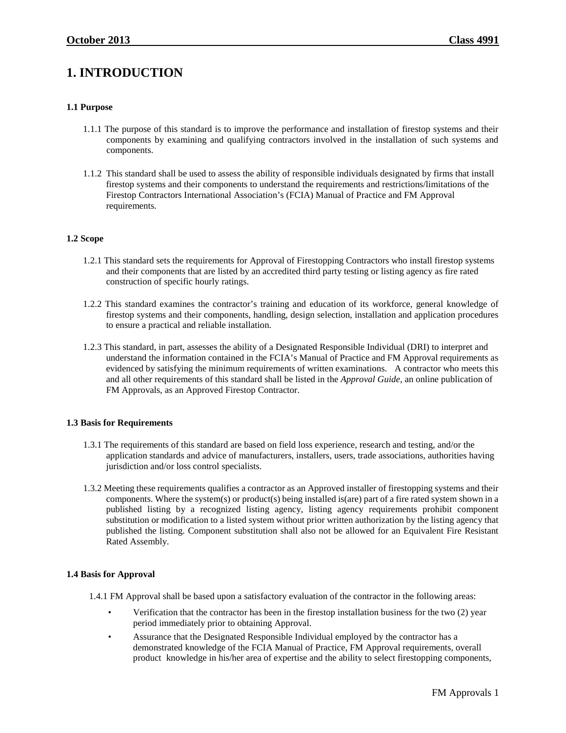# 1. INTRODUCTION

### 1.1 Purpose

1.1.1 The purpose of this standard is to improve the performance and installation of firestop systems and their components by examining and qualifying contractors involved in the installation of such systems and components.

1.1.2 This standard shall be used to assess the ability of responsible individuals designated by firms that install firestop systems and their components to understand the requirements and restrictions/limitations of the Firestop Contractors International Association's (FCIA) Manual of Practice and FM Approval requirements.

### 1.2 Scope

1.2.1 This standard sets the requirements for Approval of Firestopping Contractors who install firestop systems and their components that are listed by an accredited third party testing or listing agency as fire rated construction of specific hourly ratings.

1.2.2 This standard examines the contractor's training and education of its workforce, general knowledge of firestop systems and their components, handling, design selection, installation and application procedures to ensure a practical and reliable installation.

1.2.3 This standard, in part, assesses the ability of a Designated Responsible Individual (DRI) to interpret and understand the information contained in the FCIA's Manual of Practice and FM Approval requirements as evidenced by satisfying the minimum requirements of written examinations. A contractor who meets this and all other requirements of this standard shall be listed in the *Approval Guide*, an online publication of FM Approvals, as an Approved Firestop Contractor.

### 1.3 Basis for Requirements

1.3.1 The requirements of this standard are based on field loss experience, research and testing, and/or the application standards and advice of manufacturers, installers, users, trade associations, authorities having jurisdiction and/or loss control specialists.

1.3.2 Meeting these requirements qualifies a contractor as an Approved installer of firestopping systems and their components. Where the system(s) or product(s) being installed is(are) part of a fire rated system shown in a published listing by a recognized listing agency, listing agency requirements prohibit component substitution or modification to a listed system without prior written authorization by the listing agency that published the listing. Component substitution shall also not be allowed for an Equivalent Fire Resistant Rated Assembly.

### 1.4 Basis for Approval

1.4.1 FM Approval shall be based upon a satisfactory evaluation of the contractor in the following areas:

- Verification that the contractor has been in the firestop installation business for the two (2) year period immediately prior to obtaining Approval.
- Assurance that the Designated Responsible Individual employed by the contractor has a demonstrated knowledge of the FCIA Manual of Practice, FM Approval requirements, overall product knowledge in his/her area of expertise and the ability to select firestopping components,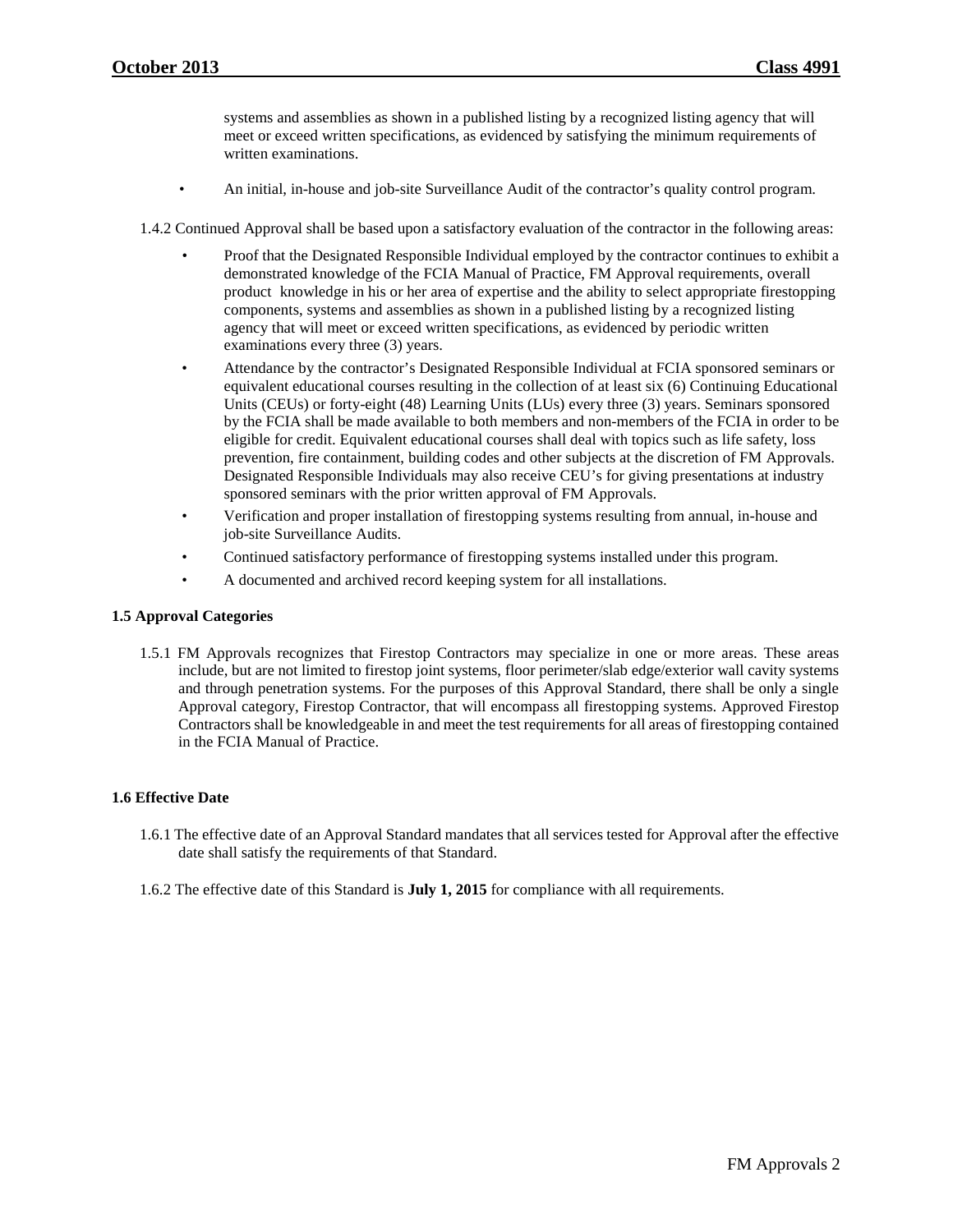systems and assemblies as shown in a published listing by a recognized listing agency that will meet or exceed written specifications, as evidenced by satisfying the minimum requirements of written examinations.

- An initial, in-house and job-site Surveillance Audit of the contractor's quality control program.

1.4.2 Continued Approval shall be based upon a satisfactory evaluation of the contractor in the following areas:

- Proof that the Designated Responsible Individual employed by the contractor continues to exhibit a demonstrated knowledge of the FCIA Manual of Practice, FM Approval requirements, overall product knowledge in his or her area of expertise and the ability to select appropriate firestopping components, systems and assemblies as shown in a published listing by a recognized listing agency that will meet or exceed written specifications, as evidenced by periodic written examinations every three (3) years.
- Attendance by the contractor's Designated Responsible Individual at FCIA sponsored seminars or equivalent educational courses resulting in the collection of at least six (6) Continuing Educational Units (CEUs) or forty-eight (48) Learning Units (LUs) every three (3) years. Seminars sponsored by the FCIA shall be made available to both members and non-members of the FCIA in order to be eligible for credit. Equivalent educational courses shall deal with topics such as life safety, loss prevention, fire containment, building codes and other subjects at the discretion of FM Approvals. Designated Responsible Individuals may also receive CEU's for giving presentations at industry sponsored seminars with the prior written approval of FM Approvals.
- Verification and proper installation of firestopping systems resulting from annual, in-house and job-site Surveillance Audits.
- Continued satisfactory performance of firestopping systems installed under this program.
- A documented and archived record keeping system for all installations.

### 1.5 Approval Categories

1.5.1 FM Approvals recognizes that Firestop Contractors may specialize in one or more areas. These areas include, but are not limited to firestop joint systems, floor perimeter/slab edge/exterior wall cavity systems and through penetration systems. For the purposes of this Approval Standard, there shall be only a single Approval category, Firestop Contractor, that will encompass all firestopping systems. Approved Firestop Contractors shall be knowledgeable in and meet the test requirements for all areas of firestopping contained in the FCIA Manual of Practice.

### 1.6 Effective Date

1.6.1 The effective date of an Approval Standard mandates that all services tested for Approval after the effective date shall satisfy the requirements of that Standard.

1.6.2 The effective date of this Standard is **July 1, 2015** for compliance with all requirements.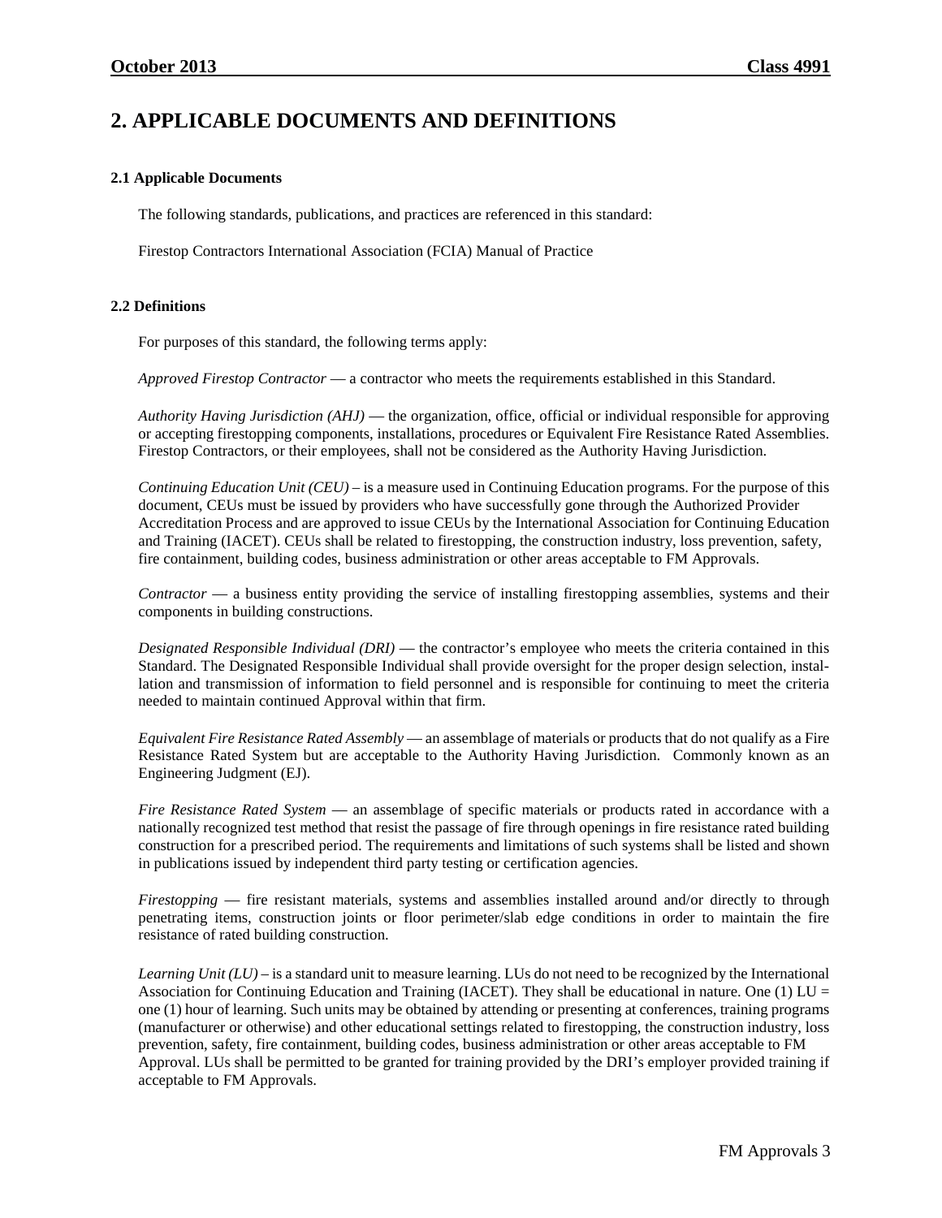# 2. APPLICABLE DOCUMENTS AND DEFINITIONS

### 2.1 Applicable Documents

The following standards, publications, and practices are referenced in this standard:

Firestop Contractors International Association (FCIA) Manual of Practice

### 2.2 Definitions

For purposes of this standard, the following terms apply:

*Approved Firestop Contractor* — a contractor who meets the requirements established in this Standard.

*Authority Having Jurisdiction (AHJ)* — the organization, office, official or individual responsible for approving or accepting firestopping components, installations, procedures or Equivalent Fire Resistance Rated Assemblies. Firestop Contractors, or their employees, shall not be considered as the Authority Having Jurisdiction.

*Continuing Education Unit (CEU)* – is a measure used in Continuing Education programs. For the purpose of this document, CEUs must be issued by providers who have successfully gone through the Authorized Provider Accreditation Process and are approved to issue CEUs by the International Association for Continuing Education and Training (IACET). CEUs shall be related to firestopping, the construction industry, loss prevention, safety, fire containment, building codes, business administration or other areas acceptable to FM Approvals.

*Contractor* — a business entity providing the service of installing firestopping assemblies, systems and their components in building constructions.

*Designated Responsible Individual (DRI)* — the contractor's employee who meets the criteria contained in this Standard. The Designated Responsible Individual shall provide oversight for the proper design selection, installation and transmission of information to field personnel and is responsible for continuing to meet the criteria needed to maintain continued Approval within that firm.

*Equivalent Fire Resistance Rated Assembly* — an assemblage of materials or products that do not qualify as a Fire Resistance Rated System but are acceptable to the Authority Having Jurisdiction. Commonly known as an Engineering Judgment (EJ).

*Fire Resistance Rated System* — an assemblage of specific materials or products rated in accordance with a nationally recognized test method that resist the passage of fire through openings in fire resistance rated building construction for a prescribed period. The requirements and limitations of such systems shall be listed and shown in publications issued by independent third party testing or certification agencies.

*Firestopping* — fire resistant materials, systems and assemblies installed around and/or directly to through penetrating items, construction joints or floor perimeter/slab edge conditions in order to maintain the fire resistance of rated building construction.

*Learning Unit (LU)* – is a standard unit to measure learning. LUs do not need to be recognized by the International Association for Continuing Education and Training (IACET). They shall be educational in nature. One (1) LU = one (1) hour of learning. Such units may be obtained by attending or presenting at conferences, training programs (manufacturer or otherwise) and other educational settings related to firestopping, the construction industry, loss prevention, safety, fire containment, building codes, business administration or other areas acceptable to FM Approval. LUs shall be permitted to be granted for training provided by the DRI's employer provided training if acceptable to FM Approvals.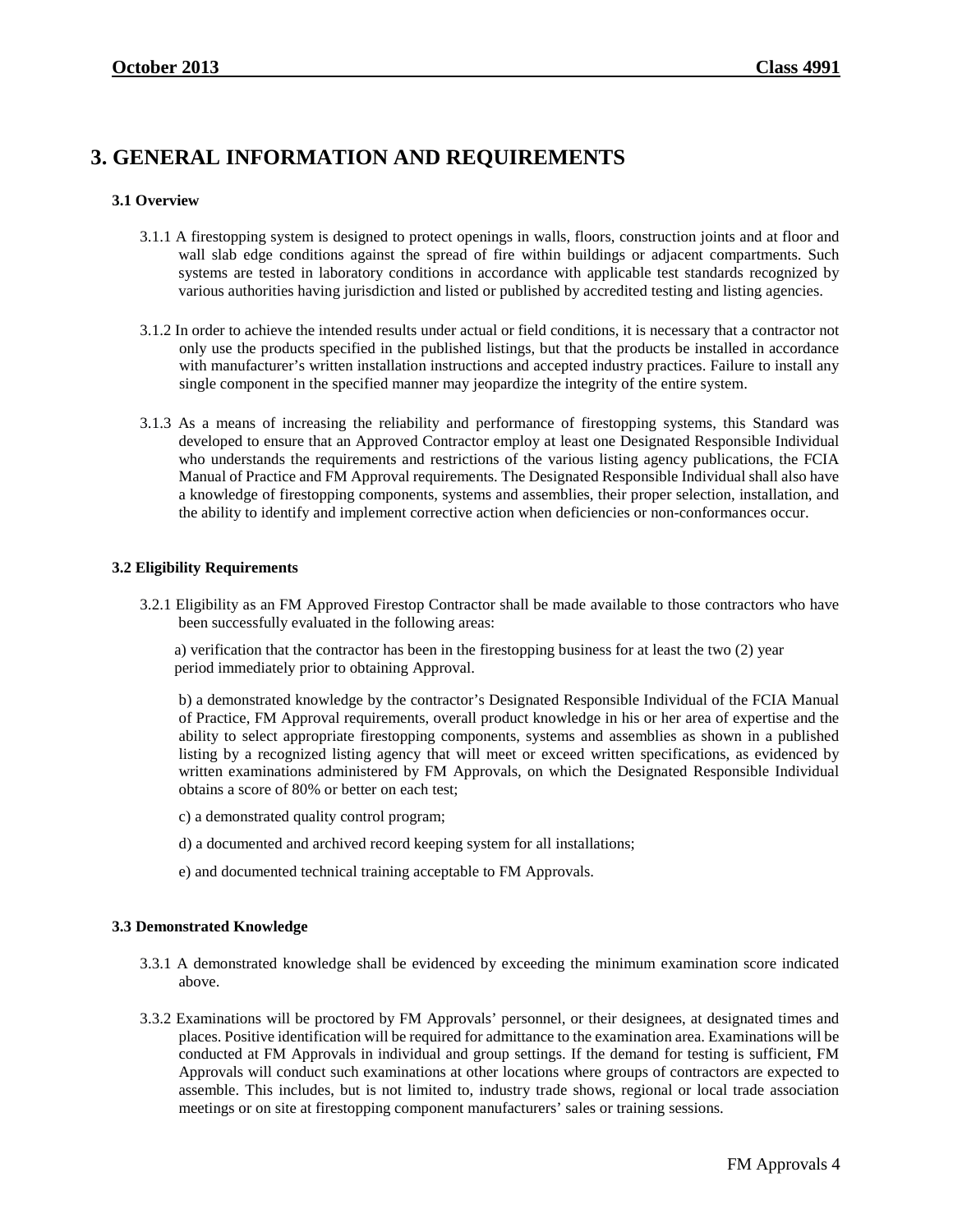# 3. GENERAL INFORMATION AND REQUIREMENTS

### 3.1 Overview

3.1.1 A firestopping system is designed to protect openings in walls, floors, construction joints and at floor and wall slab edge conditions against the spread of fire within buildings or adjacent compartments. Such systems are tested in laboratory conditions in accordance with applicable test standards recognized by various authorities having jurisdiction and listed or published by accredited testing and listing agencies.

3.1.2 In order to achieve the intended results under actual or field conditions, it is necessary that a contractor not only use the products specified in the published listings, but that the products be installed in accordance with manufacturer's written installation instructions and accepted industry practices. Failure to install any single component in the specified manner may jeopardize the integrity of the entire system.

3.1.3 As a means of increasing the reliability and performance of firestopping systems, this Standard was developed to ensure that an Approved Contractor employ at least one Designated Responsible Individual who understands the requirements and restrictions of the various listing agency publications, the FCIA Manual of Practice and FM Approval requirements. The Designated Responsible Individual shall also have a knowledge of firestopping components, systems and assemblies, their proper selection, installation, and the ability to identify and implement corrective action when deficiencies or non-conformances occur.

### 3.2 Eligibility Requirements

3.2.1 Eligibility as an FM Approved Firestop Contractor shall be made available to those contractors who have been successfully evaluated in the following areas:

a) verification that the contractor has been in the firestopping business for at least the two (2) year period immediately prior to obtaining Approval.

b) a demonstrated knowledge by the contractor's Designated Responsible Individual of the FCIA Manual of Practice, FM Approval requirements, overall product knowledge in his or her area of expertise and the ability to select appropriate firestopping components, systems and assemblies as shown in a published listing by a recognized listing agency that will meet or exceed written specifications, as evidenced by written examinations administered by FM Approvals, on which the Designated Responsible Individual obtains a score of 80% or better on each test;

c) a demonstrated quality control program;

d) a documented and archived record keeping system for all installations;

e) and documented technical training acceptable to FM Approvals.

### 3.3 Demonstrated Knowledge

3.3.1 A demonstrated knowledge shall be evidenced by exceeding the minimum examination score indicated above.

3.3.2 Examinations will be proctored by FM Approvals' personnel, or their designees, at designated times and places. Positive identification will be required for admittance to the examination area. Examinations will be conducted at FM Approvals in individual and group settings. If the demand for testing is sufficient, FM Approvals will conduct such examinations at other locations where groups of contractors are expected to assemble. This includes, but is not limited to, industry trade shows, regional or local trade association meetings or on site at firestopping component manufacturers' sales or training sessions.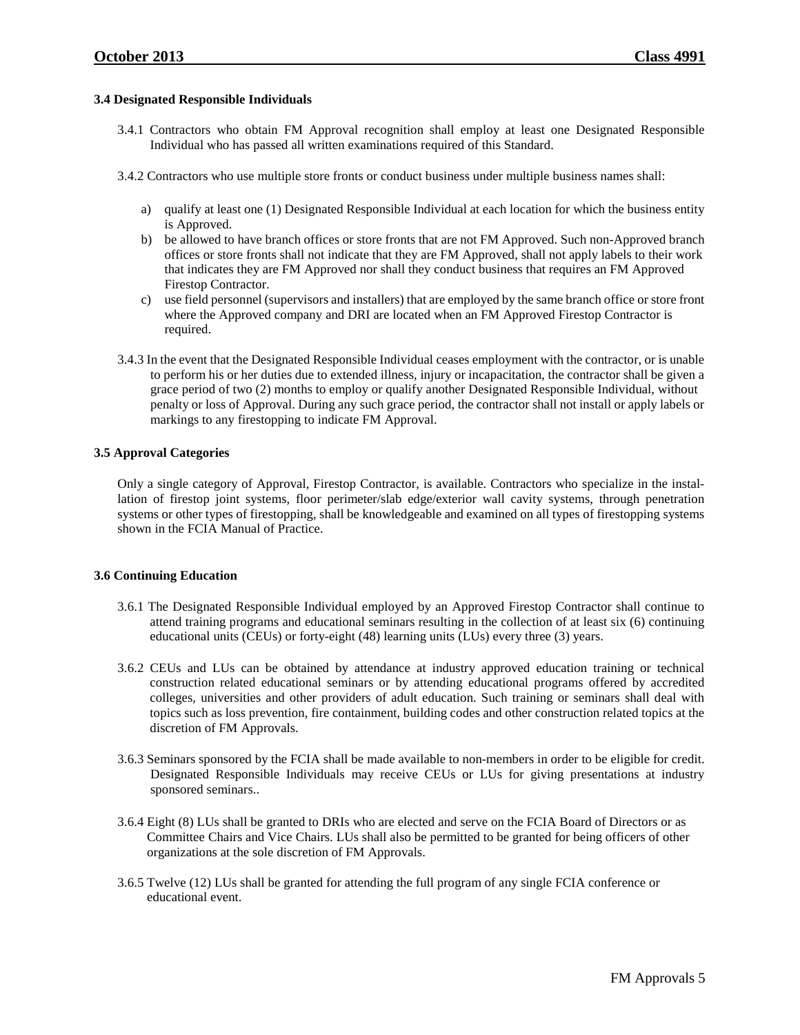### 3.4 Designated Responsible Individuals

3.4.1 Contractors who obtain FM Approval recognition shall employ at least one Designated Responsible Individual who has passed all written examinations required of this Standard.

3.4.2 Contractors who use multiple store fronts or conduct business under multiple business names shall:

a) qualify at least one (1) Designated Responsible Individual at each location for which the business entity is Approved.
b) be allowed to have branch offices or store fronts that are not FM Approved. Such non-Approved branch offices or store fronts shall not indicate that they are FM Approved, shall not apply labels to their work that indicates they are FM Approved nor shall they conduct business that requires an FM Approved Firestop Contractor.
c) use field personnel (supervisors and installers) that are employed by the same branch office or store front where the Approved company and DRI are located when an FM Approved Firestop Contractor is required.

3.4.3 In the event that the Designated Responsible Individual ceases employment with the contractor, or is unable to perform his or her duties due to extended illness, injury or incapacitation, the contractor shall be given a grace period of two (2) months to employ or qualify another Designated Responsible Individual, without penalty or loss of Approval. During any such grace period, the contractor shall not install or apply labels or markings to any firestopping to indicate FM Approval.

### 3.5 Approval Categories

Only a single category of Approval, Firestop Contractor, is available. Contractors who specialize in the installation of firestop joint systems, floor perimeter/slab edge/exterior wall cavity systems, through penetration systems or other types of firestopping, shall be knowledgeable and examined on all types of firestopping systems shown in the FCIA Manual of Practice.

### 3.6 Continuing Education

3.6.1 The Designated Responsible Individual employed by an Approved Firestop Contractor shall continue to attend training programs and educational seminars resulting in the collection of at least six (6) continuing educational units (CEUs) or forty-eight (48) learning units (LUs) every three (3) years.

3.6.2 CEUs and LUs can be obtained by attendance at industry approved education training or technical construction related educational seminars or by attending educational programs offered by accredited colleges, universities and other providers of adult education. Such training or seminars shall deal with topics such as loss prevention, fire containment, building codes and other construction related topics at the discretion of FM Approvals.

3.6.3 Seminars sponsored by the FCIA shall be made available to non-members in order to be eligible for credit. Designated Responsible Individuals may receive CEUs or LUs for giving presentations at industry sponsored seminars..

3.6.4 Eight (8) LUs shall be granted to DRIs who are elected and serve on the FCIA Board of Directors or as Committee Chairs and Vice Chairs. LUs shall also be permitted to be granted for being officers of other organizations at the sole discretion of FM Approvals.

3.6.5 Twelve (12) LUs shall be granted for attending the full program of any single FCIA conference or educational event.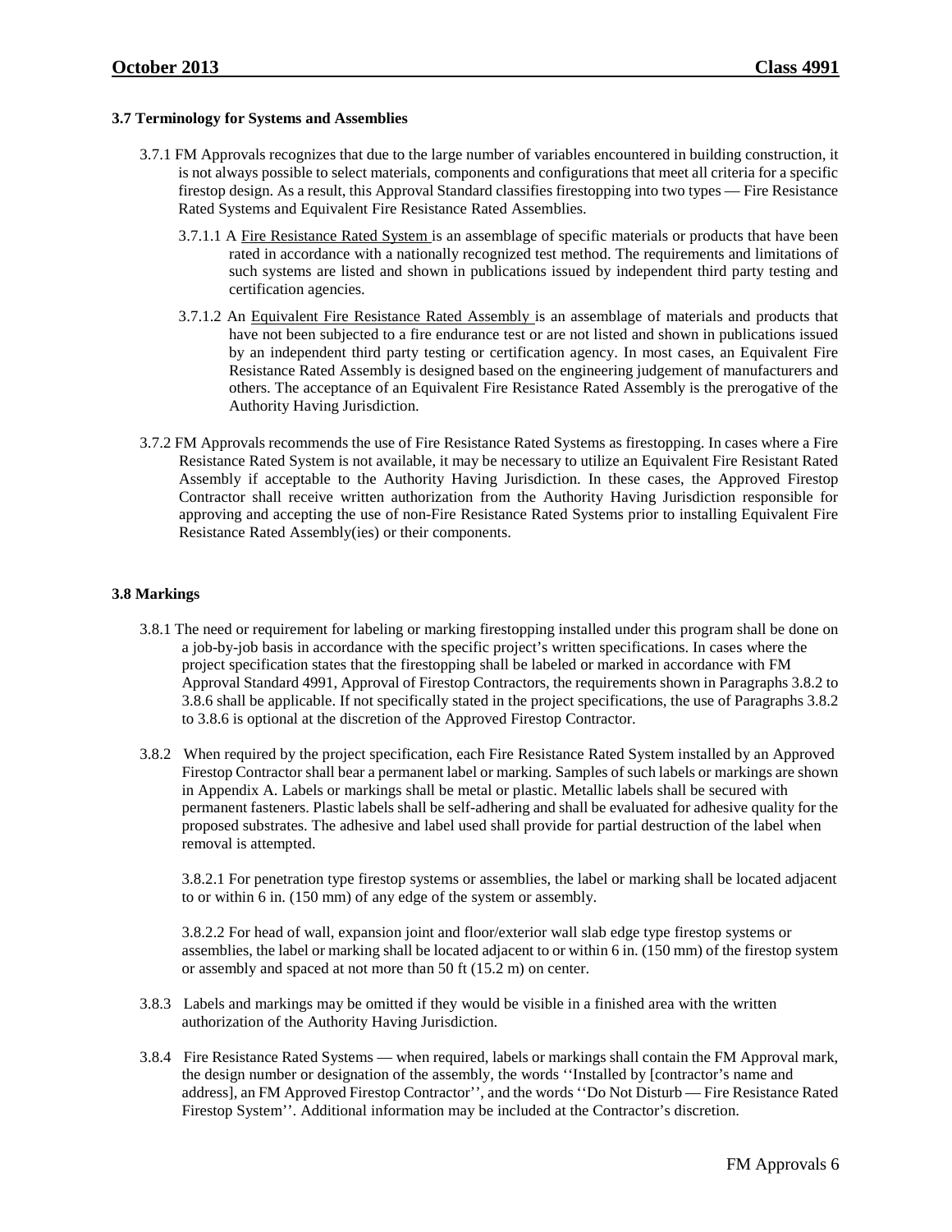### 3.7 Terminology for Systems and Assemblies

3.7.1 FM Approvals recognizes that due to the large number of variables encountered in building construction, it is not always possible to select materials, components and configurations that meet all criteria for a specific firestop design. As a result, this Approval Standard classifies firestopping into two types — Fire Resistance Rated Systems and Equivalent Fire Resistance Rated Assemblies.

3.7.1.1 A Fire Resistance Rated System is an assemblage of specific materials or products that have been rated in accordance with a nationally recognized test method. The requirements and limitations of such systems are listed and shown in publications issued by independent third party testing and certification agencies.

3.7.1.2 An Equivalent Fire Resistance Rated Assembly is an assemblage of materials and products that have not been subjected to a fire endurance test or are not listed and shown in publications issued by an independent third party testing or certification agency. In most cases, an Equivalent Fire Resistance Rated Assembly is designed based on the engineering judgement of manufacturers and others. The acceptance of an Equivalent Fire Resistance Rated Assembly is the prerogative of the Authority Having Jurisdiction.

3.7.2 FM Approvals recommends the use of Fire Resistance Rated Systems as firestopping. In cases where a Fire Resistance Rated System is not available, it may be necessary to utilize an Equivalent Fire Resistant Rated Assembly if acceptable to the Authority Having Jurisdiction. In these cases, the Approved Firestop Contractor shall receive written authorization from the Authority Having Jurisdiction responsible for approving and accepting the use of non-Fire Resistance Rated Systems prior to installing Equivalent Fire Resistance Rated Assembly(ies) or their components.

### 3.8 Markings

3.8.1 The need or requirement for labeling or marking firestopping installed under this program shall be done on a job-by-job basis in accordance with the specific project's written specifications. In cases where the project specification states that the firestopping shall be labeled or marked in accordance with FM Approval Standard 4991, Approval of Firestop Contractors, the requirements shown in Paragraphs 3.8.2 to 3.8.6 shall be applicable. If not specifically stated in the project specifications, the use of Paragraphs 3.8.2 to 3.8.6 is optional at the discretion of the Approved Firestop Contractor.

3.8.2 When required by the project specification, each Fire Resistance Rated System installed by an Approved Firestop Contractor shall bear a permanent label or marking. Samples of such labels or markings are shown in Appendix A. Labels or markings shall be metal or plastic. Metallic labels shall be secured with permanent fasteners. Plastic labels shall be self-adhering and shall be evaluated for adhesive quality for the proposed substrates. The adhesive and label used shall provide for partial destruction of the label when removal is attempted.

3.8.2.1 For penetration type firestop systems or assemblies, the label or marking shall be located adjacent to or within 6 in. (150 mm) of any edge of the system or assembly.

3.8.2.2 For head of wall, expansion joint and floor/exterior wall slab edge type firestop systems or assemblies, the label or marking shall be located adjacent to or within 6 in. (150 mm) of the firestop system or assembly and spaced at not more than 50 ft (15.2 m) on center.

3.8.3 Labels and markings may be omitted if they would be visible in a finished area with the written authorization of the Authority Having Jurisdiction.

3.8.4 Fire Resistance Rated Systems — when required, labels or markings shall contain the FM Approval mark, the design number or designation of the assembly, the words ''Installed by [contractor's name and address], an FM Approved Firestop Contractor'', and the words ''Do Not Disturb — Fire Resistance Rated Firestop System''. Additional information may be included at the Contractor's discretion.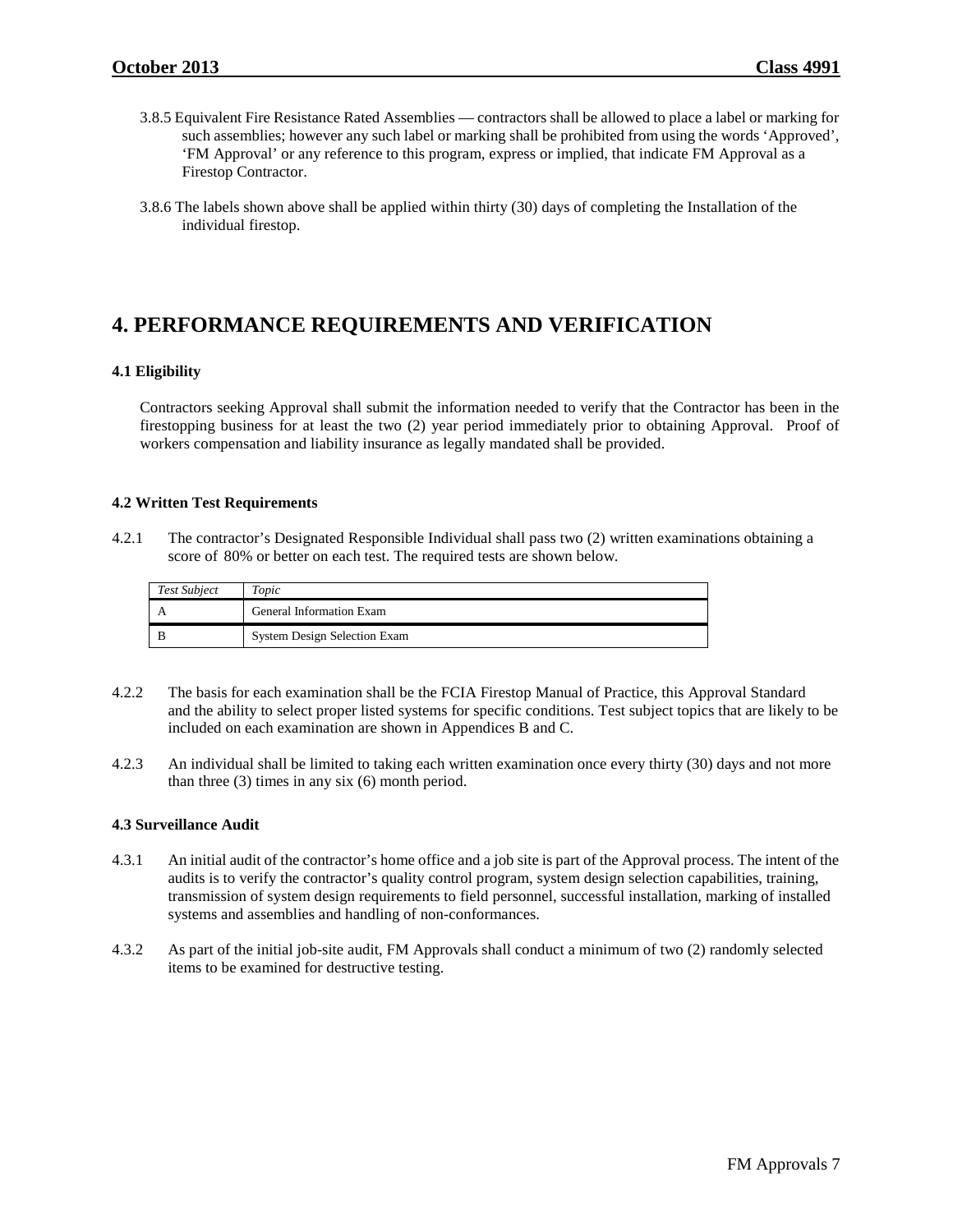3.8.5 Equivalent Fire Resistance Rated Assemblies — contractors shall be allowed to place a label or marking for such assemblies; however any such label or marking shall be prohibited from using the words 'Approved', 'FM Approval' or any reference to this program, express or implied, that indicate FM Approval as a Firestop Contractor.

3.8.6 The labels shown above shall be applied within thirty (30) days of completing the Installation of the individual firestop.

# 4. PERFORMANCE REQUIREMENTS AND VERIFICATION

### 4.1 Eligibility

Contractors seeking Approval shall submit the information needed to verify that the Contractor has been in the firestopping business for at least the two (2) year period immediately prior to obtaining Approval. Proof of workers compensation and liability insurance as legally mandated shall be provided.

### 4.2 Written Test Requirements

4.2.1 The contractor's Designated Responsible Individual shall pass two (2) written examinations obtaining a score of 80% or better on each test. The required tests are shown below.

| *Test Subject* | *Topic* |
|---|---|
| A | General Information Exam |
| B | System Design Selection Exam |

4.2.2 The basis for each examination shall be the FCIA Firestop Manual of Practice, this Approval Standard and the ability to select proper listed systems for specific conditions. Test subject topics that are likely to be included on each examination are shown in Appendices B and C.

4.2.3 An individual shall be limited to taking each written examination once every thirty (30) days and not more than three (3) times in any six (6) month period.

### 4.3 Surveillance Audit

4.3.1 An initial audit of the contractor's home office and a job site is part of the Approval process. The intent of the audits is to verify the contractor's quality control program, system design selection capabilities, training, transmission of system design requirements to field personnel, successful installation, marking of installed systems and assemblies and handling of non-conformances.

4.3.2 As part of the initial job-site audit, FM Approvals shall conduct a minimum of two (2) randomly selected items to be examined for destructive testing.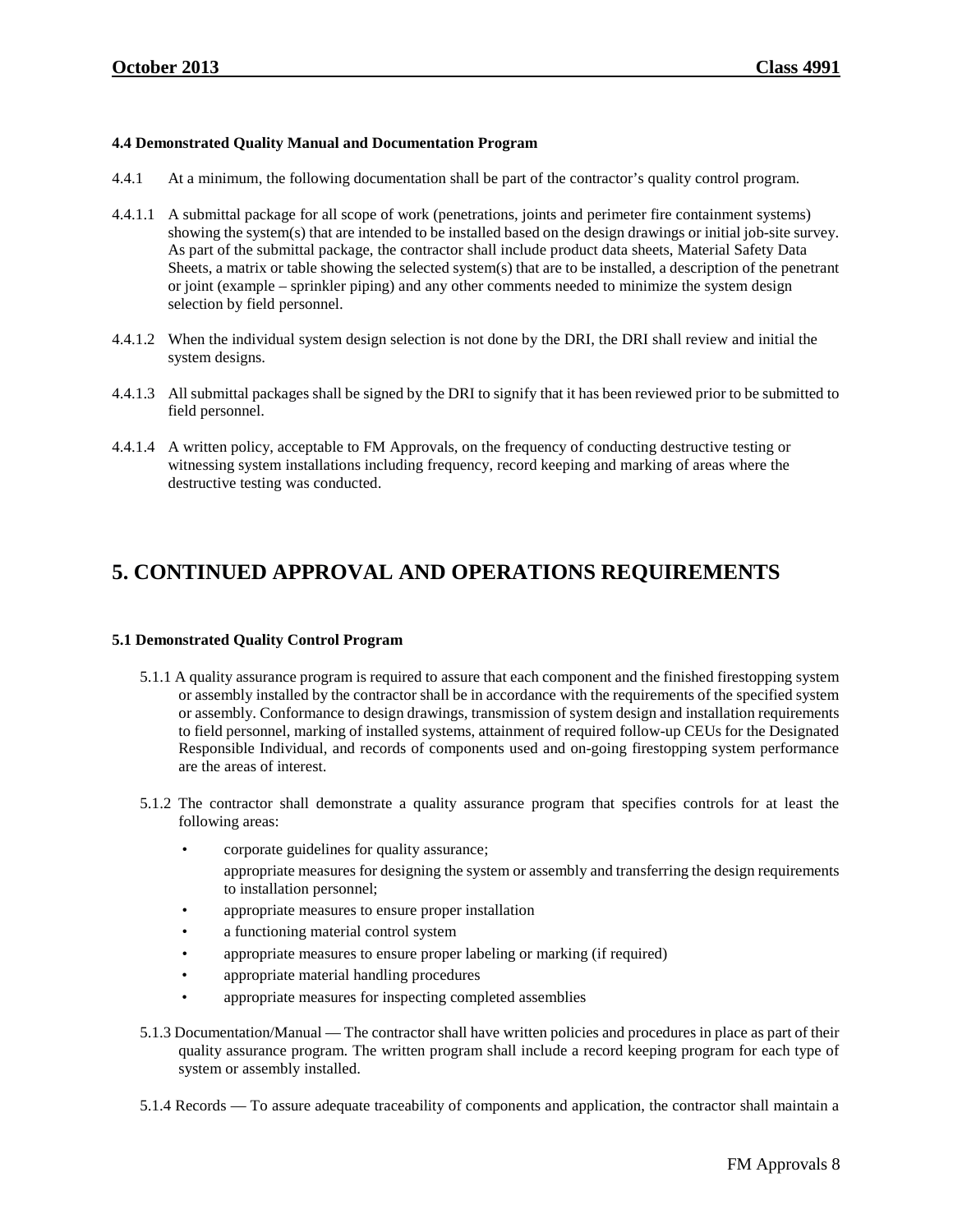**4.4 Demonstrated Quality Manual and Documentation Program**

4.4.1 At a minimum, the following documentation shall be part of the contractor's quality control program.

4.4.1.1 A submittal package for all scope of work (penetrations, joints and perimeter fire containment systems) showing the system(s) that are intended to be installed based on the design drawings or initial job-site survey. As part of the submittal package, the contractor shall include product data sheets, Material Safety Data Sheets, a matrix or table showing the selected system(s) that are to be installed, a description of the penetrant or joint (example – sprinkler piping) and any other comments needed to minimize the system design selection by field personnel.

4.4.1.2 When the individual system design selection is not done by the DRI, the DRI shall review and initial the system designs.

4.4.1.3 All submittal packages shall be signed by the DRI to signify that it has been reviewed prior to be submitted to field personnel.

4.4.1.4 A written policy, acceptable to FM Approvals, on the frequency of conducting destructive testing or witnessing system installations including frequency, record keeping and marking of areas where the destructive testing was conducted.

# 5. CONTINUED APPROVAL AND OPERATIONS REQUIREMENTS

**5.1 Demonstrated Quality Control Program**

5.1.1 A quality assurance program is required to assure that each component and the finished firestopping system or assembly installed by the contractor shall be in accordance with the requirements of the specified system or assembly. Conformance to design drawings, transmission of system design and installation requirements to field personnel, marking of installed systems, attainment of required follow-up CEUs for the Designated Responsible Individual, and records of components used and on-going firestopping system performance are the areas of interest.

5.1.2 The contractor shall demonstrate a quality assurance program that specifies controls for at least the following areas:

- corporate guidelines for quality assurance;
  appropriate measures for designing the system or assembly and transferring the design requirements to installation personnel;
- appropriate measures to ensure proper installation
- a functioning material control system
- appropriate measures to ensure proper labeling or marking (if required)
- appropriate material handling procedures
- appropriate measures for inspecting completed assemblies

5.1.3 Documentation/Manual — The contractor shall have written policies and procedures in place as part of their quality assurance program. The written program shall include a record keeping program for each type of system or assembly installed.

5.1.4 Records — To assure adequate traceability of components and application, the contractor shall maintain a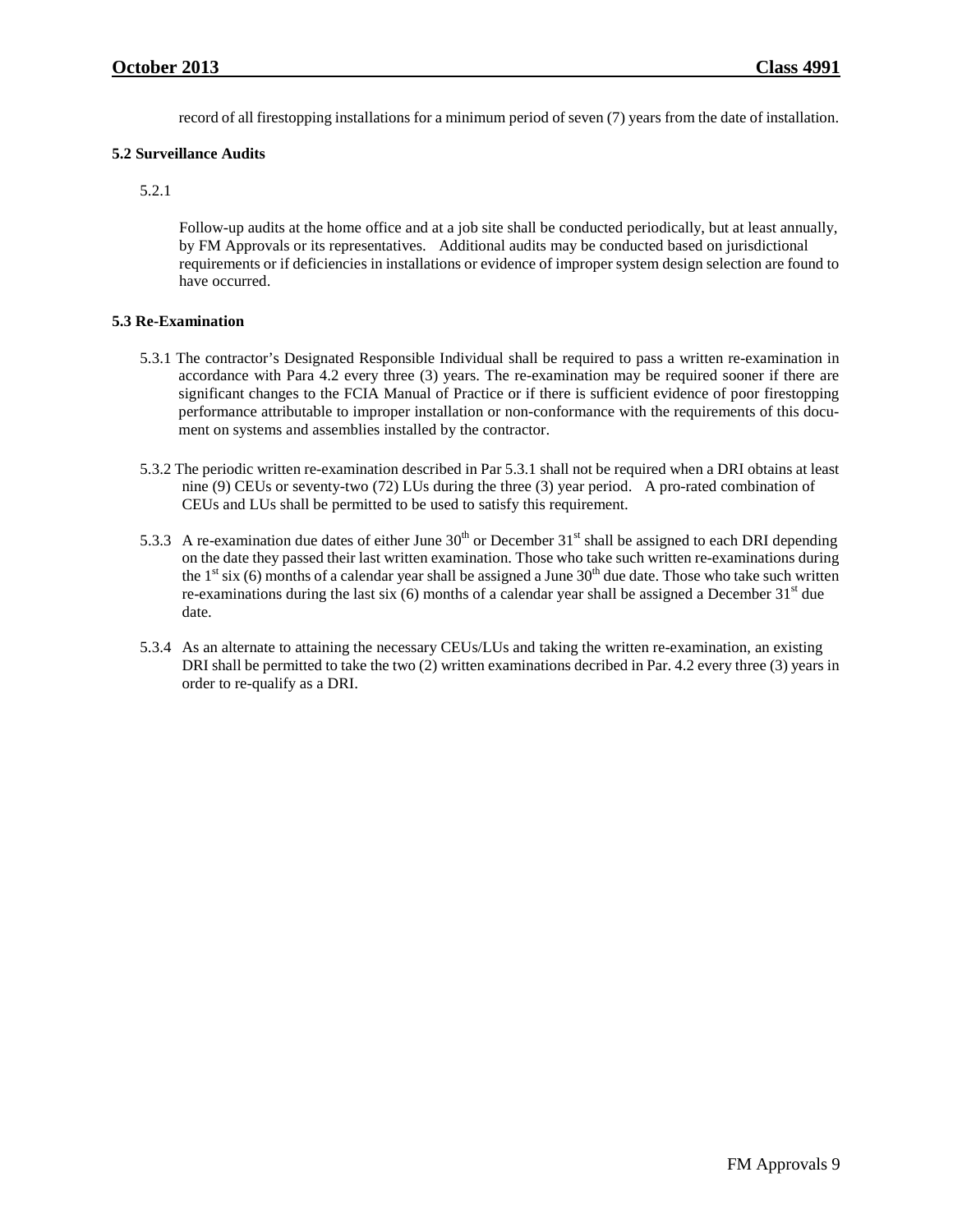record of all firestopping installations for a minimum period of seven (7) years from the date of installation.

**5.2 Surveillance Audits**

5.2.1

Follow-up audits at the home office and at a job site shall be conducted periodically, but at least annually, by FM Approvals or its representatives. Additional audits may be conducted based on jurisdictional requirements or if deficiencies in installations or evidence of improper system design selection are found to have occurred.

**5.3 Re-Examination**

5.3.1 The contractor's Designated Responsible Individual shall be required to pass a written re-examination in accordance with Para 4.2 every three (3) years. The re-examination may be required sooner if there are significant changes to the FCIA Manual of Practice or if there is sufficient evidence of poor firestopping performance attributable to improper installation or non-conformance with the requirements of this document on systems and assemblies installed by the contractor.

5.3.2 The periodic written re-examination described in Par 5.3.1 shall not be required when a DRI obtains at least nine (9) CEUs or seventy-two (72) LUs during the three (3) year period. A pro-rated combination of CEUs and LUs shall be permitted to be used to satisfy this requirement.

5.3.3 A re-examination due dates of either June 30th or December 31st shall be assigned to each DRI depending on the date they passed their last written examination. Those who take such written re-examinations during the 1st six (6) months of a calendar year shall be assigned a June 30th due date. Those who take such written re-examinations during the last six (6) months of a calendar year shall be assigned a December 31st due date.

5.3.4 As an alternate to attaining the necessary CEUs/LUs and taking the written re-examination, an existing DRI shall be permitted to take the two (2) written examinations decribed in Par. 4.2 every three (3) years in order to re-qualify as a DRI.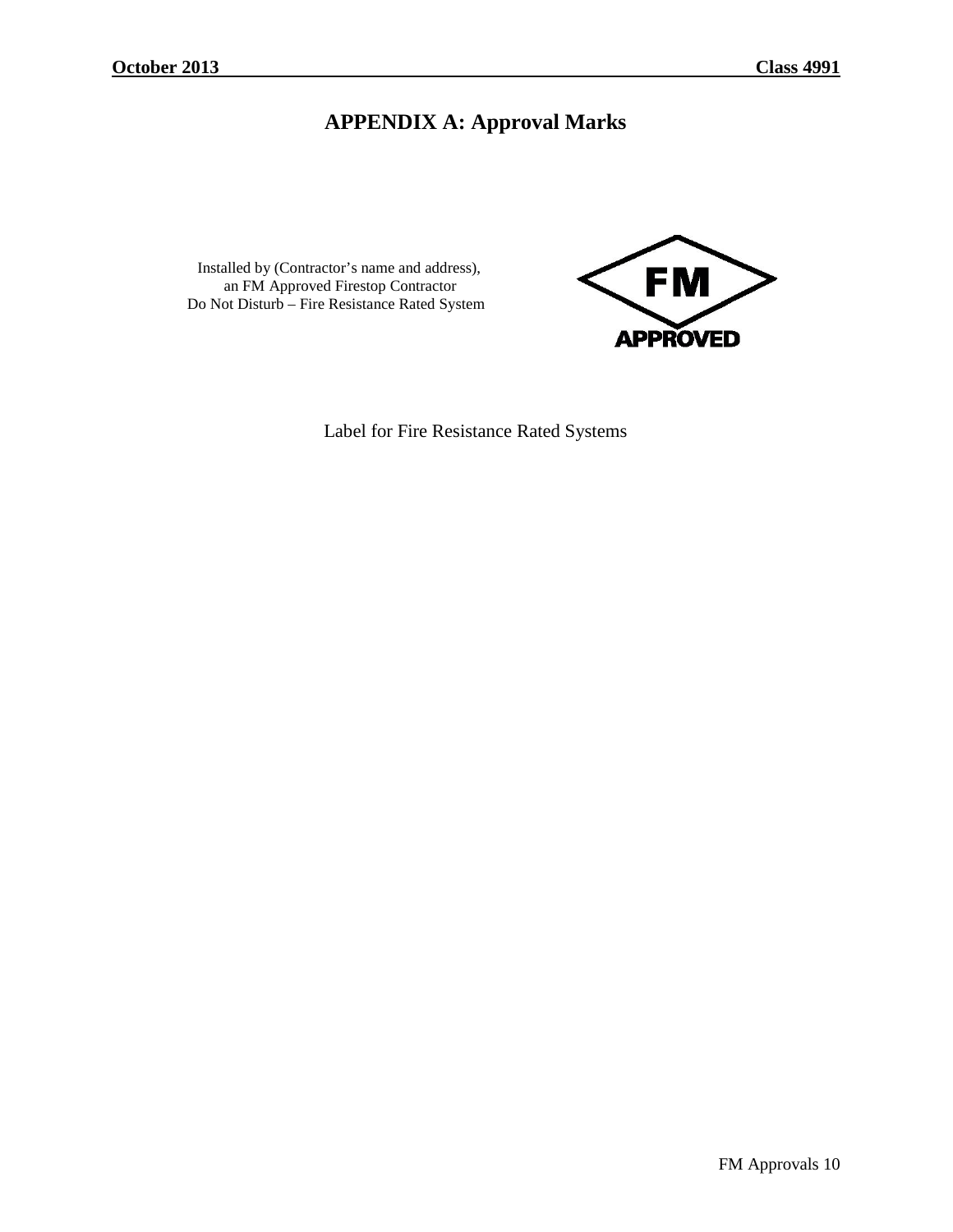# APPENDIX A: Approval Marks

Installed by (Contractor's name and address),
an FM Approved Firestop Contractor
Do Not Disturb – Fire Resistance Rated System

FM
APPROVED

Label for Fire Resistance Rated Systems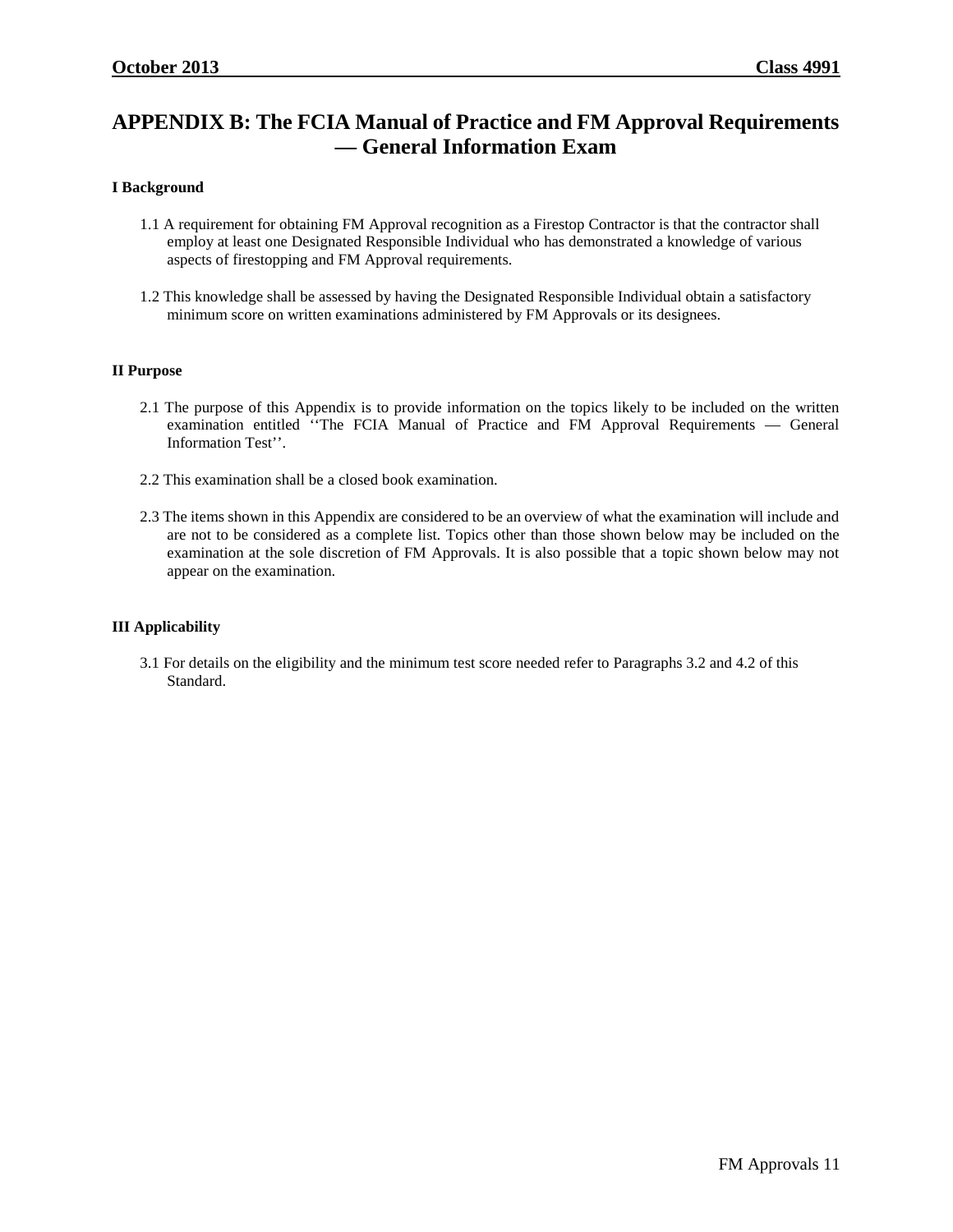# APPENDIX B: The FCIA Manual of Practice and FM Approval Requirements — General Information Exam

**I Background**

1.1 A requirement for obtaining FM Approval recognition as a Firestop Contractor is that the contractor shall employ at least one Designated Responsible Individual who has demonstrated a knowledge of various aspects of firestopping and FM Approval requirements.

1.2 This knowledge shall be assessed by having the Designated Responsible Individual obtain a satisfactory minimum score on written examinations administered by FM Approvals or its designees.

**II Purpose**

2.1 The purpose of this Appendix is to provide information on the topics likely to be included on the written examination entitled ''The FCIA Manual of Practice and FM Approval Requirements — General Information Test''.

2.2 This examination shall be a closed book examination.

2.3 The items shown in this Appendix are considered to be an overview of what the examination will include and are not to be considered as a complete list. Topics other than those shown below may be included on the examination at the sole discretion of FM Approvals. It is also possible that a topic shown below may not appear on the examination.

**III Applicability**

3.1 For details on the eligibility and the minimum test score needed refer to Paragraphs 3.2 and 4.2 of this Standard.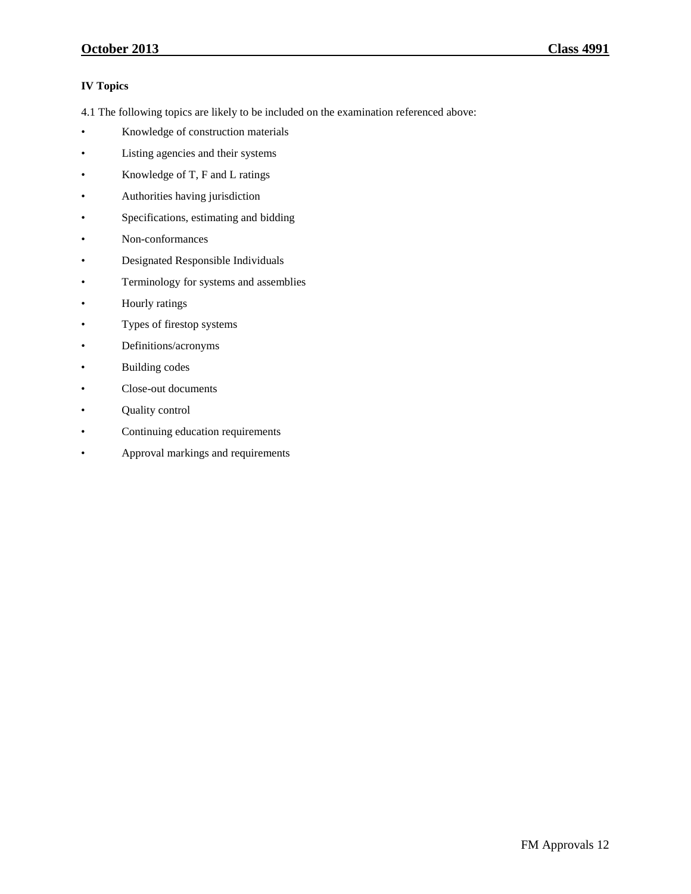**IV Topics**

4.1 The following topics are likely to be included on the examination referenced above:

- Knowledge of construction materials
- Listing agencies and their systems
- Knowledge of T, F and L ratings
- Authorities having jurisdiction
- Specifications, estimating and bidding
- Non-conformances
- Designated Responsible Individuals
- Terminology for systems and assemblies
- Hourly ratings
- Types of firestop systems
- Definitions/acronyms
- Building codes
- Close-out documents
- Quality control
- Continuing education requirements
- Approval markings and requirements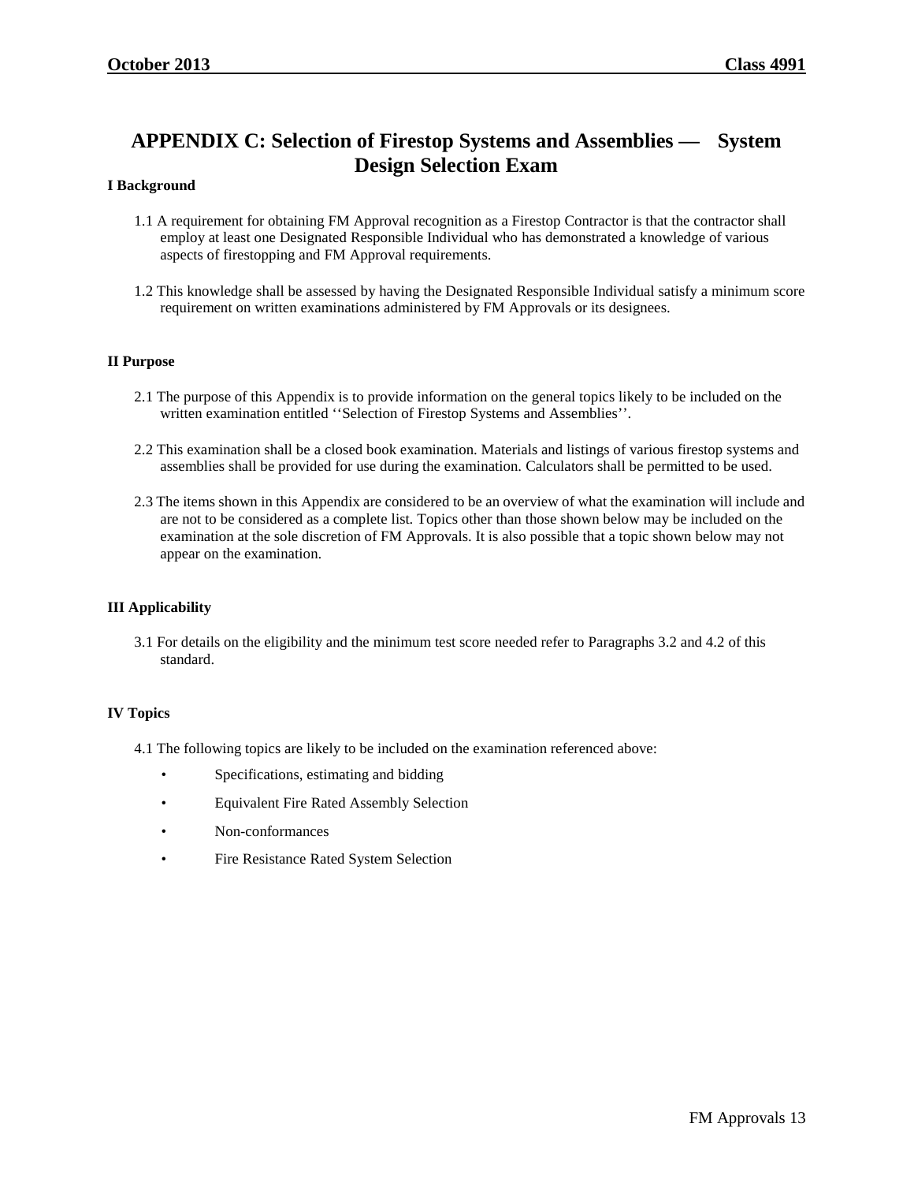# APPENDIX C: Selection of Firestop Systems and Assemblies — System Design Selection Exam

### I Background

1.1 A requirement for obtaining FM Approval recognition as a Firestop Contractor is that the contractor shall employ at least one Designated Responsible Individual who has demonstrated a knowledge of various aspects of firestopping and FM Approval requirements.

1.2 This knowledge shall be assessed by having the Designated Responsible Individual satisfy a minimum score requirement on written examinations administered by FM Approvals or its designees.

### II Purpose

2.1 The purpose of this Appendix is to provide information on the general topics likely to be included on the written examination entitled ''Selection of Firestop Systems and Assemblies''.

2.2 This examination shall be a closed book examination. Materials and listings of various firestop systems and assemblies shall be provided for use during the examination. Calculators shall be permitted to be used.

2.3 The items shown in this Appendix are considered to be an overview of what the examination will include and are not to be considered as a complete list. Topics other than those shown below may be included on the examination at the sole discretion of FM Approvals. It is also possible that a topic shown below may not appear on the examination.

### III Applicability

3.1 For details on the eligibility and the minimum test score needed refer to Paragraphs 3.2 and 4.2 of this standard.

### IV Topics

4.1 The following topics are likely to be included on the examination referenced above:

- Specifications, estimating and bidding
- Equivalent Fire Rated Assembly Selection
- Non-conformances
- Fire Resistance Rated System Selection